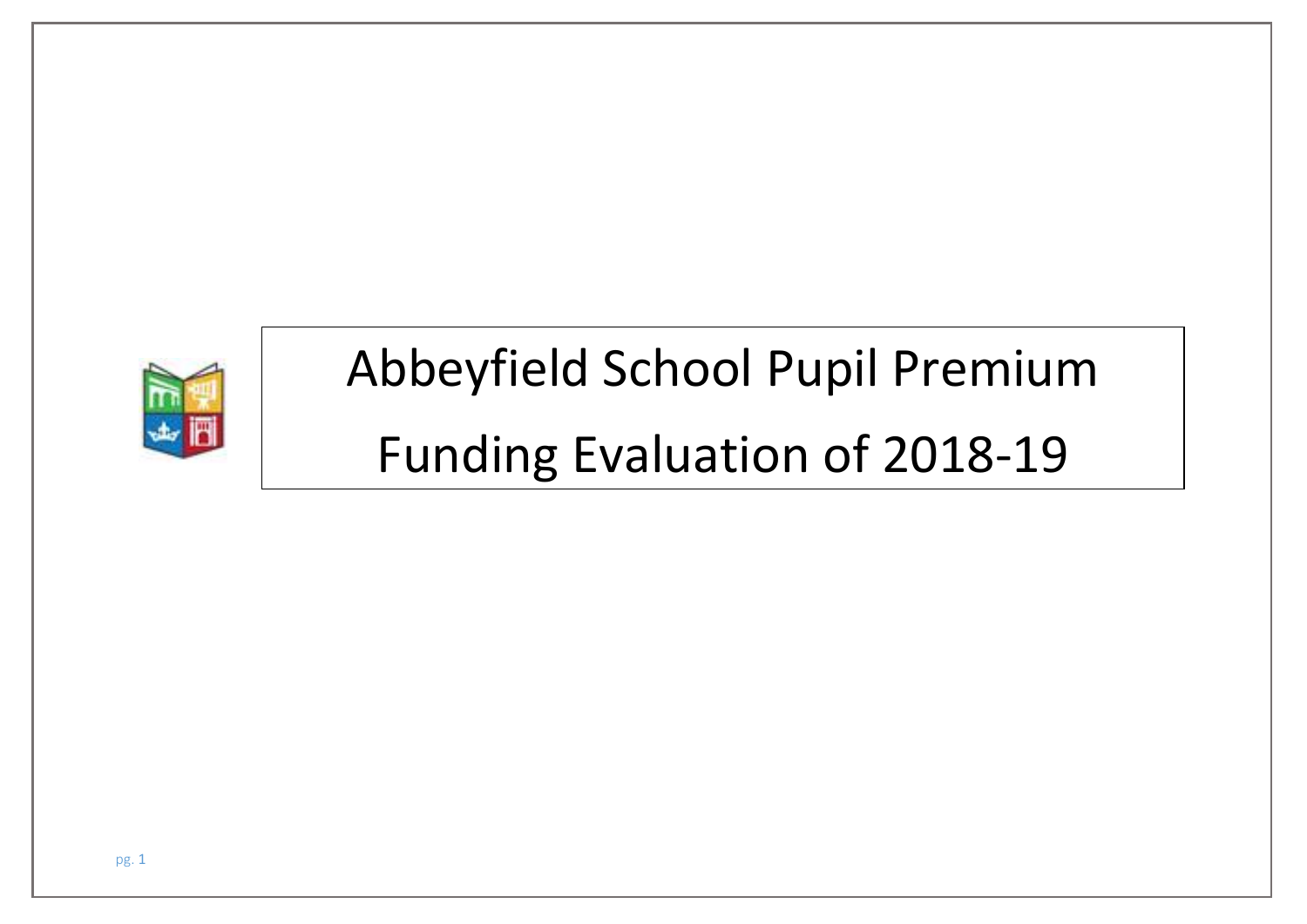# Abbeyfield School Pupil Premium Funding Evaluation of 2018-19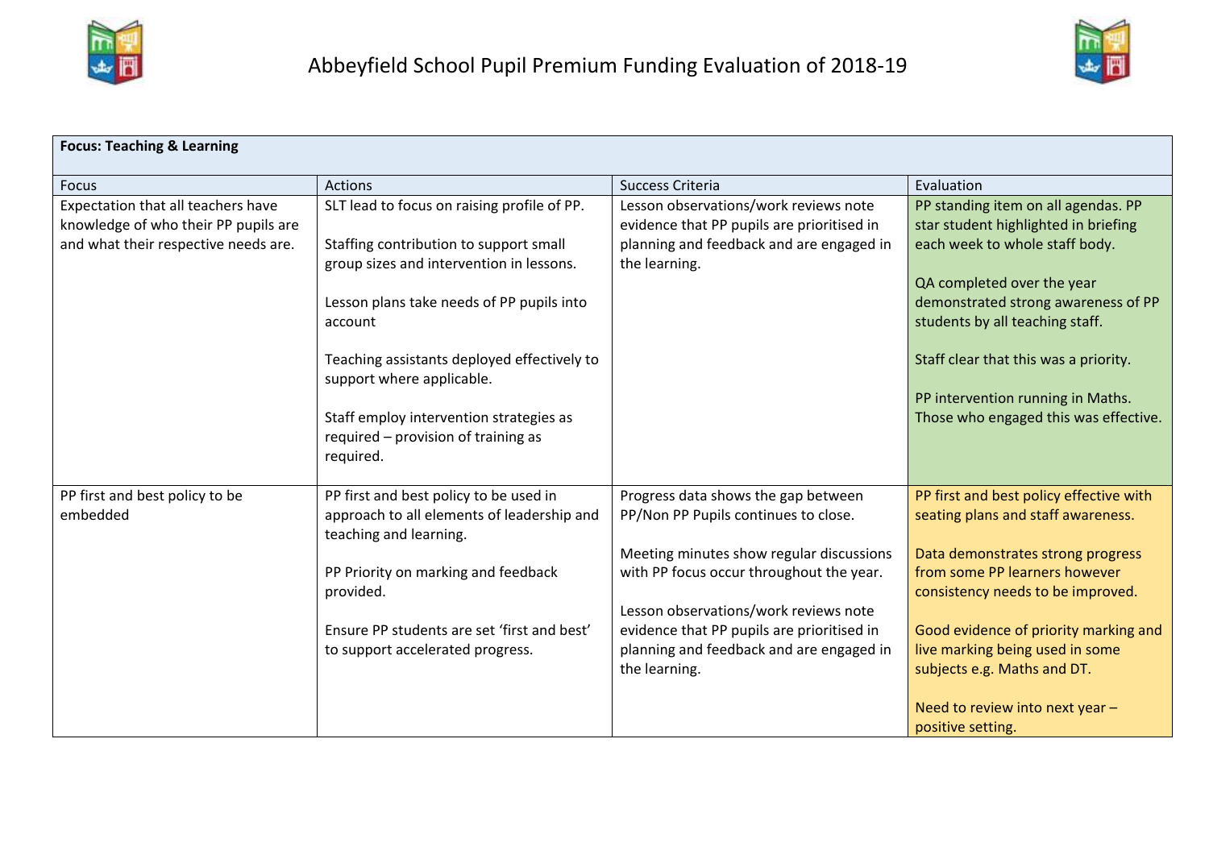# Abbeyfield School Pupil Premium Funding Evaluation of 2018-19

| **Focus: Teaching & Learning** | | | |
|---|---|---|---|
| Focus | Actions | Success Criteria | Evaluation |
| Expectation that all teachers have knowledge of who their PP pupils are and what their respective needs are. | SLT lead to focus on raising profile of PP.<br><br>Staffing contribution to support small group sizes and intervention in lessons.<br><br>Lesson plans take needs of PP pupils into account<br><br>Teaching assistants deployed effectively to support where applicable.<br><br>Staff employ intervention strategies as required – provision of training as required. | Lesson observations/work reviews note evidence that PP pupils are prioritised in planning and feedback and are engaged in the learning. | PP standing item on all agendas. PP star student highlighted in briefing each week to whole staff body.<br><br>QA completed over the year demonstrated strong awareness of PP students by all teaching staff.<br><br>Staff clear that this was a priority.<br><br>PP intervention running in Maths. Those who engaged this was effective. |
| PP first and best policy to be embedded | PP first and best policy to be used in approach to all elements of leadership and teaching and learning.<br><br>PP Priority on marking and feedback provided.<br><br>Ensure PP students are set 'first and best' to support accelerated progress. | Progress data shows the gap between PP/Non PP Pupils continues to close.<br><br>Meeting minutes show regular discussions with PP focus occur throughout the year.<br><br>Lesson observations/work reviews note evidence that PP pupils are prioritised in planning and feedback and are engaged in the learning. | PP first and best policy effective with seating plans and staff awareness.<br><br>Data demonstrates strong progress from some PP learners however consistency needs to be improved.<br><br>Good evidence of priority marking and live marking being used in some subjects e.g. Maths and DT.<br><br>Need to review into next year – positive setting. |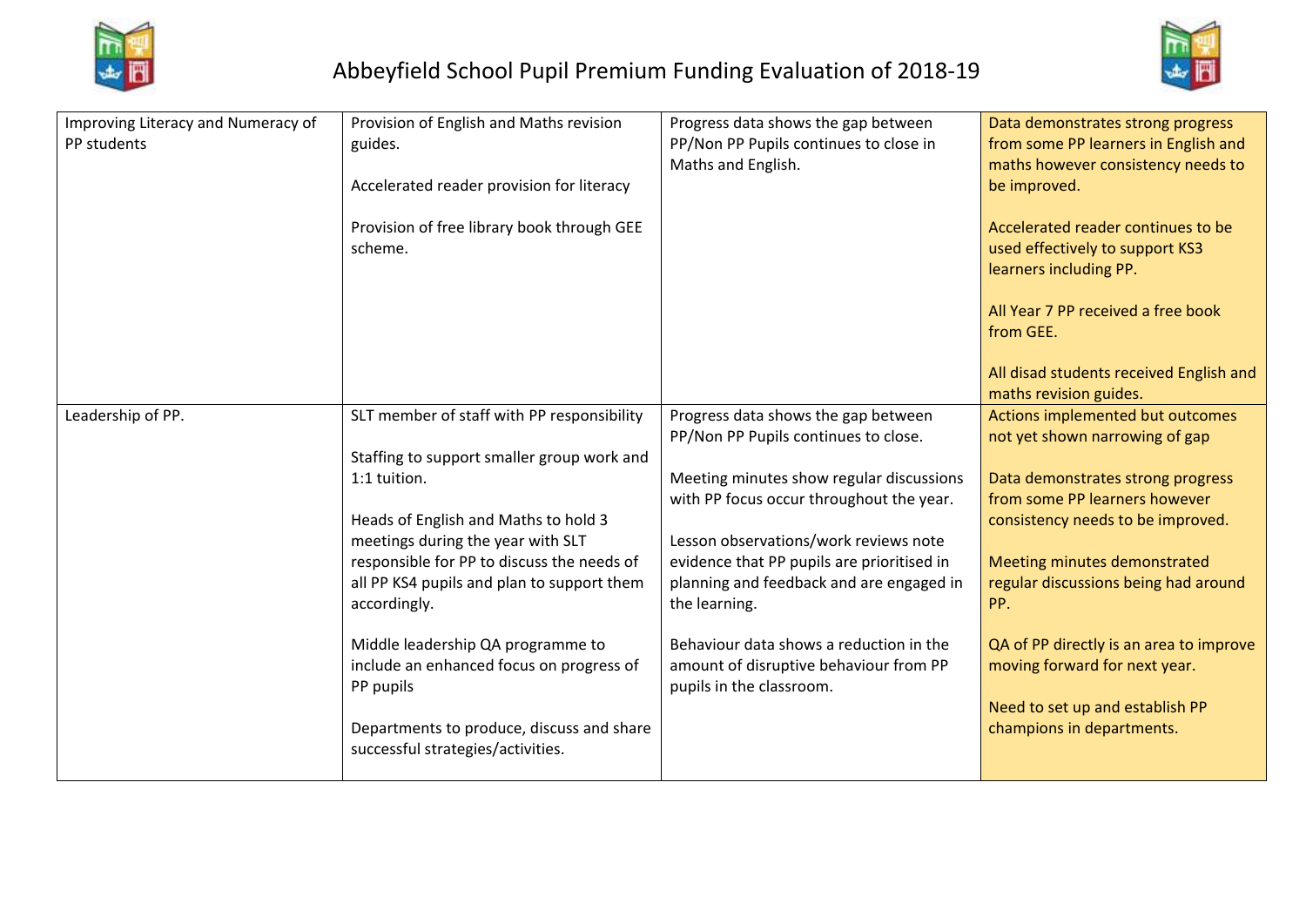# Abbeyfield School Pupil Premium Funding Evaluation of 2018-19

| | | | |
|---|---|---|---|
| Improving Literacy and Numeracy of PP students | Provision of English and Maths revision guides.<br><br>Accelerated reader provision for literacy<br><br>Provision of free library book through GEE scheme. | Progress data shows the gap between PP/Non PP Pupils continues to close in Maths and English. | Data demonstrates strong progress from some PP learners in English and maths however consistency needs to be improved.<br><br>Accelerated reader continues to be used effectively to support KS3 learners including PP.<br><br>All Year 7 PP received a free book from GEE.<br><br>All disad students received English and maths revision guides. |
| Leadership of PP. | SLT member of staff with PP responsibility<br><br>Staffing to support smaller group work and 1:1 tuition.<br><br>Heads of English and Maths to hold 3 meetings during the year with SLT responsible for PP to discuss the needs of all PP KS4 pupils and plan to support them accordingly.<br><br>Middle leadership QA programme to include an enhanced focus on progress of PP pupils<br><br>Departments to produce, discuss and share successful strategies/activities. | Progress data shows the gap between PP/Non PP Pupils continues to close.<br><br>Meeting minutes show regular discussions with PP focus occur throughout the year.<br><br>Lesson observations/work reviews note evidence that PP pupils are prioritised in planning and feedback and are engaged in the learning.<br><br>Behaviour data shows a reduction in the amount of disruptive behaviour from PP pupils in the classroom. | Actions implemented but outcomes not yet shown narrowing of gap<br><br>Data demonstrates strong progress from some PP learners however consistency needs to be improved.<br><br>Meeting minutes demonstrated regular discussions being had around PP.<br><br>QA of PP directly is an area to improve moving forward for next year.<br><br>Need to set up and establish PP champions in departments. |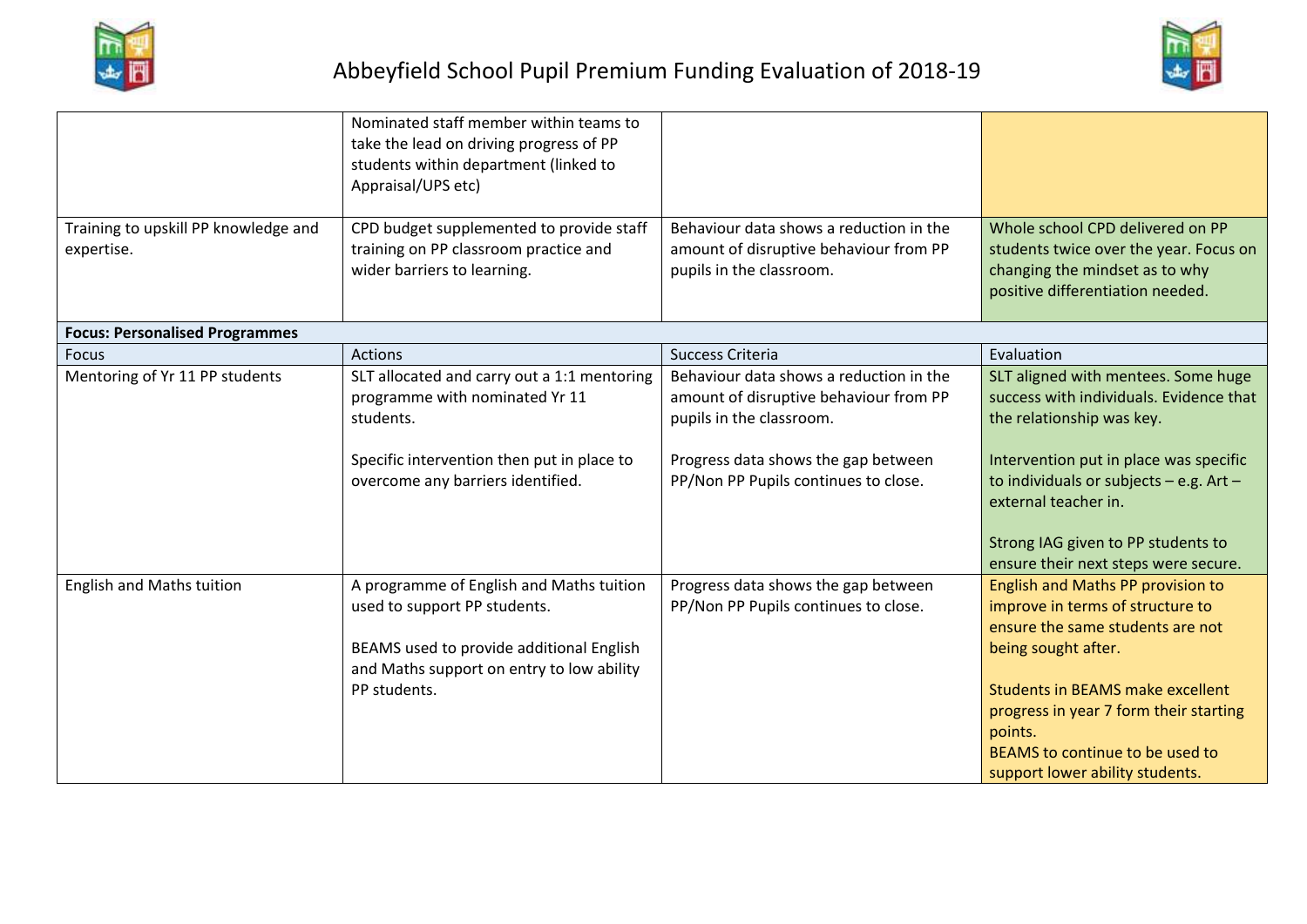# Abbeyfield School Pupil Premium Funding Evaluation of 2018-19

| | | | |
|---|---|---|---|
| | Nominated staff member within teams to take the lead on driving progress of PP students within department (linked to Appraisal/UPS etc) | | |
| Training to upskill PP knowledge and expertise. | CPD budget supplemented to provide staff training on PP classroom practice and wider barriers to learning. | Behaviour data shows a reduction in the amount of disruptive behaviour from PP pupils in the classroom. | Whole school CPD delivered on PP students twice over the year. Focus on changing the mindset as to why positive differentiation needed. |
| **Focus: Personalised Programmes** | | | |
| Focus | Actions | Success Criteria | Evaluation |
| Mentoring of Yr 11 PP students | SLT allocated and carry out a 1:1 mentoring programme with nominated Yr 11 students.<br><br>Specific intervention then put in place to overcome any barriers identified. | Behaviour data shows a reduction in the amount of disruptive behaviour from PP pupils in the classroom.<br><br>Progress data shows the gap between PP/Non PP Pupils continues to close. | SLT aligned with mentees. Some huge success with individuals. Evidence that the relationship was key.<br><br>Intervention put in place was specific to individuals or subjects – e.g. Art – external teacher in.<br><br>Strong IAG given to PP students to ensure their next steps were secure. |
| English and Maths tuition | A programme of English and Maths tuition used to support PP students.<br><br>BEAMS used to provide additional English and Maths support on entry to low ability PP students. | Progress data shows the gap between PP/Non PP Pupils continues to close. | English and Maths PP provision to improve in terms of structure to ensure the same students are not being sought after.<br><br>Students in BEAMS make excellent progress in year 7 form their starting points.<br>BEAMS to continue to be used to support lower ability students. |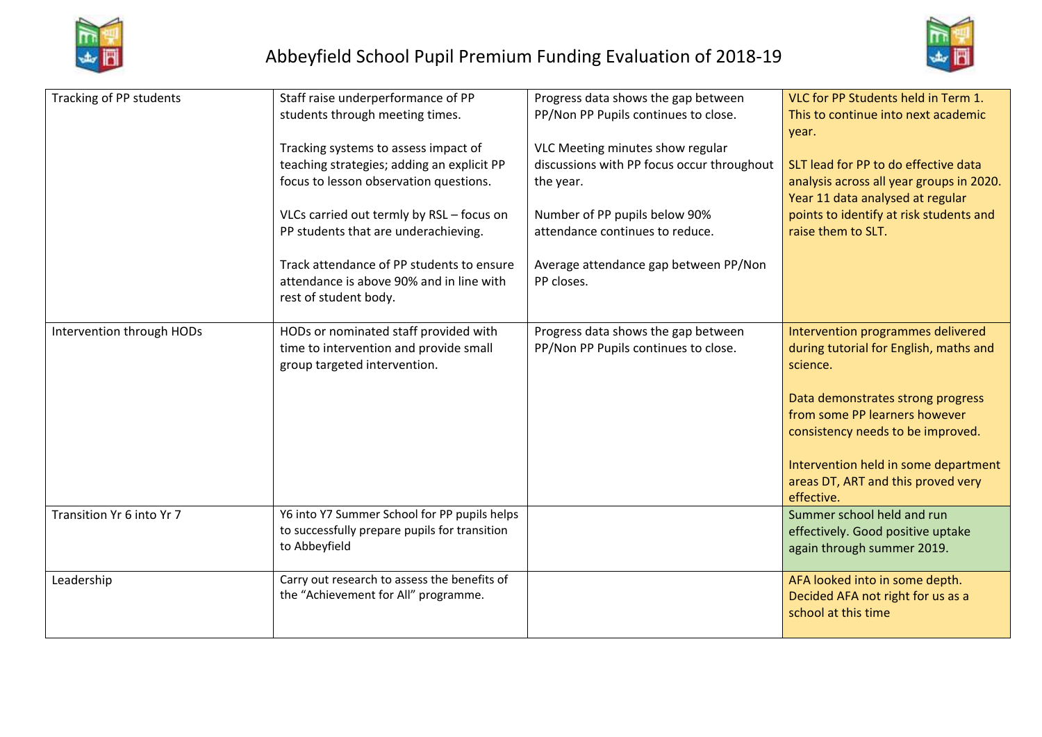# Abbeyfield School Pupil Premium Funding Evaluation of 2018-19

| | | | |
|---|---|---|---|
| Tracking of PP students | Staff raise underperformance of PP students through meeting times.<br><br>Tracking systems to assess impact of teaching strategies; adding an explicit PP focus to lesson observation questions.<br><br>VLCs carried out termly by RSL – focus on PP students that are underachieving.<br><br>Track attendance of PP students to ensure attendance is above 90% and in line with rest of student body. | Progress data shows the gap between PP/Non PP Pupils continues to close.<br><br>VLC Meeting minutes show regular discussions with PP focus occur throughout the year.<br><br>Number of PP pupils below 90% attendance continues to reduce.<br><br>Average attendance gap between PP/Non PP closes. | VLC for PP Students held in Term 1. This to continue into next academic year.<br><br>SLT lead for PP to do effective data analysis across all year groups in 2020. Year 11 data analysed at regular points to identify at risk students and raise them to SLT. |
| Intervention through HODs | HODs or nominated staff provided with time to intervention and provide small group targeted intervention. | Progress data shows the gap between PP/Non PP Pupils continues to close. | Intervention programmes delivered during tutorial for English, maths and science.<br><br>Data demonstrates strong progress from some PP learners however consistency needs to be improved.<br><br>Intervention held in some department areas DT, ART and this proved very effective. |
| Transition Yr 6 into Yr 7 | Y6 into Y7 Summer School for PP pupils helps to successfully prepare pupils for transition to Abbeyfield | | Summer school held and run effectively. Good positive uptake again through summer 2019. |
| Leadership | Carry out research to assess the benefits of the "Achievement for All" programme. | | AFA looked into in some depth. Decided AFA not right for us as a school at this time |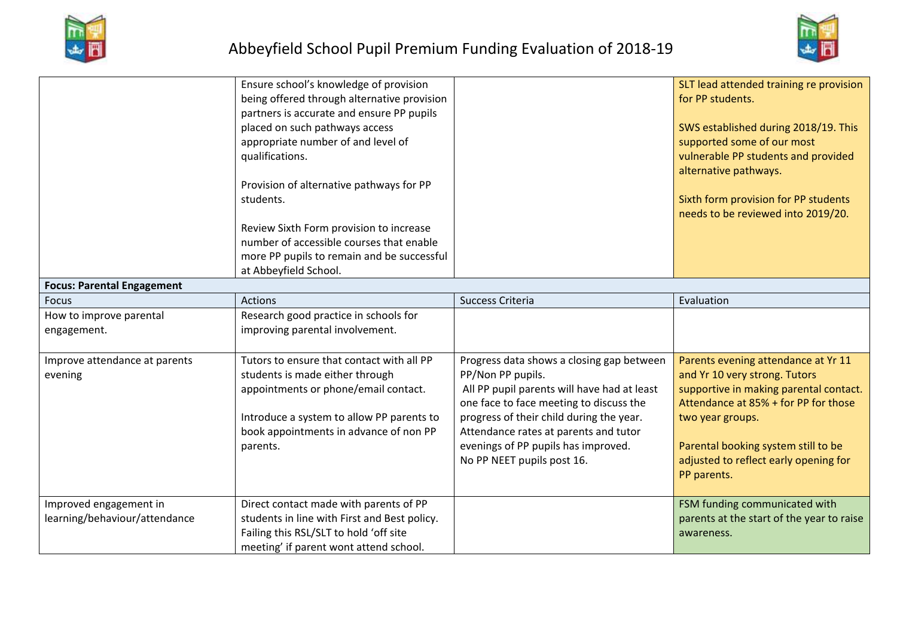# Abbeyfield School Pupil Premium Funding Evaluation of 2018-19

| | | | |
|---|---|---|---|
| | Ensure school's knowledge of provision being offered through alternative provision partners is accurate and ensure PP pupils placed on such pathways access appropriate number of and level of qualifications.<br><br>Provision of alternative pathways for PP students.<br><br>Review Sixth Form provision to increase number of accessible courses that enable more PP pupils to remain and be successful at Abbeyfield School. | | SLT lead attended training re provision for PP students.<br><br>SWS established during 2018/19. This supported some of our most vulnerable PP students and provided alternative pathways.<br><br>Sixth form provision for PP students needs to be reviewed into 2019/20. |
| **Focus: Parental Engagement** | | | |
| Focus | Actions | Success Criteria | Evaluation |
| How to improve parental engagement. | Research good practice in schools for improving parental involvement. | | |
| Improve attendance at parents evening | Tutors to ensure that contact with all PP students is made either through appointments or phone/email contact.<br><br>Introduce a system to allow PP parents to book appointments in advance of non PP parents. | Progress data shows a closing gap between PP/Non PP pupils.<br>All PP pupil parents will have had at least one face to face meeting to discuss the progress of their child during the year.<br>Attendance rates at parents and tutor evenings of PP pupils has improved.<br>No PP NEET pupils post 16. | Parents evening attendance at Yr 11 and Yr 10 very strong. Tutors supportive in making parental contact. Attendance at 85% + for PP for those two year groups.<br><br>Parental booking system still to be adjusted to reflect early opening for PP parents. |
| Improved engagement in learning/behaviour/attendance | Direct contact made with parents of PP students in line with First and Best policy. Failing this RSL/SLT to hold 'off site meeting' if parent wont attend school. | | FSM funding communicated with parents at the start of the year to raise awareness. |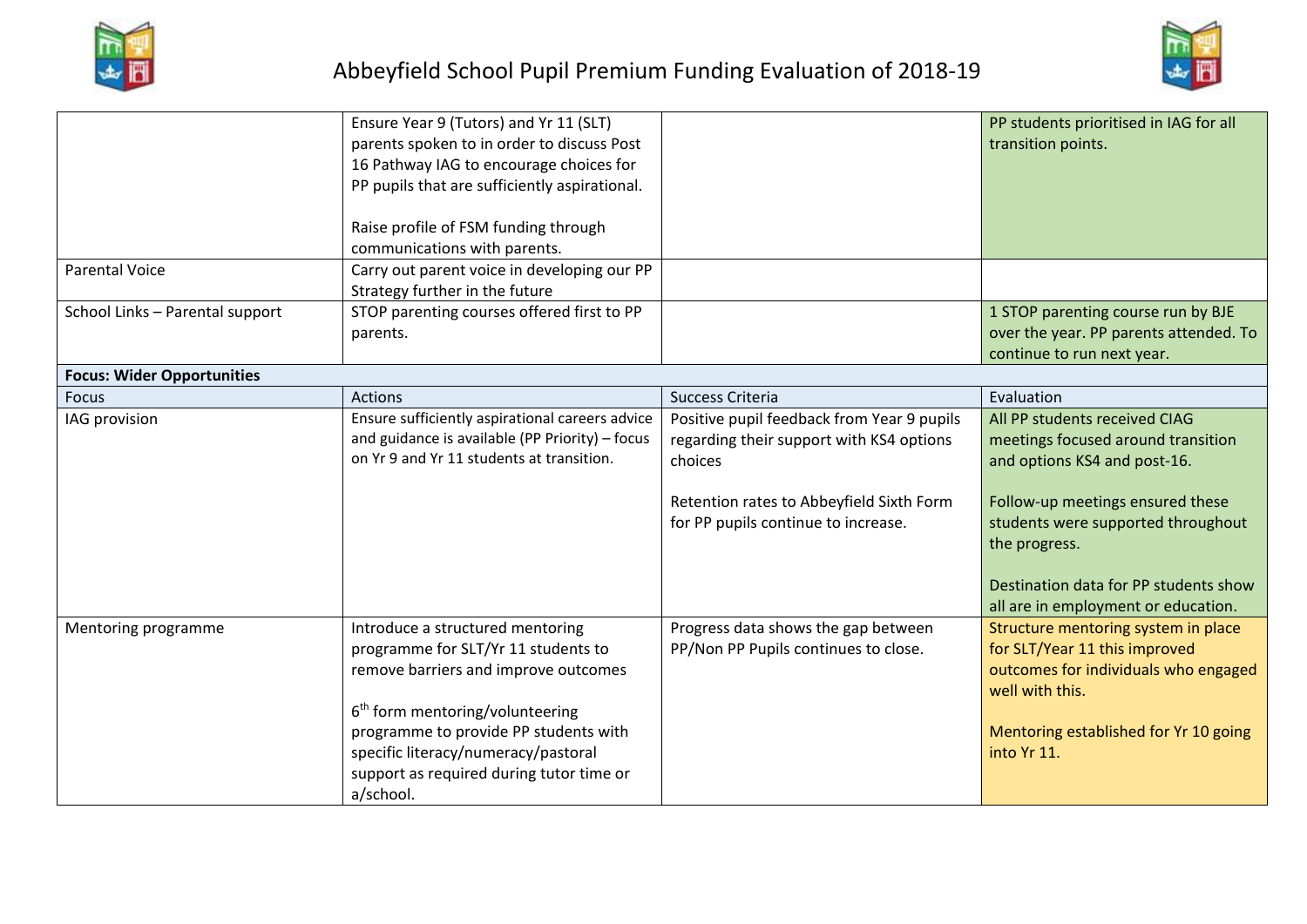# Abbeyfield School Pupil Premium Funding Evaluation of 2018-19

| | | | |
|---|---|---|---|
| | Ensure Year 9 (Tutors) and Yr 11 (SLT) parents spoken to in order to discuss Post 16 Pathway IAG to encourage choices for PP pupils that are sufficiently aspirational.<br><br>Raise profile of FSM funding through communications with parents. | | PP students prioritised in IAG for all transition points. |
| Parental Voice | Carry out parent voice in developing our PP Strategy further in the future | | |
| School Links – Parental support | STOP parenting courses offered first to PP parents. | | 1 STOP parenting course run by BJE over the year. PP parents attended. To continue to run next year. |
| **Focus: Wider Opportunities** | | | |
| Focus | Actions | Success Criteria | Evaluation |
| IAG provision | Ensure sufficiently aspirational careers advice and guidance is available (PP Priority) – focus on Yr 9 and Yr 11 students at transition. | Positive pupil feedback from Year 9 pupils regarding their support with KS4 options choices<br><br>Retention rates to Abbeyfield Sixth Form for PP pupils continue to increase. | All PP students received CIAG meetings focused around transition and options KS4 and post-16.<br><br>Follow-up meetings ensured these students were supported throughout the progress.<br><br>Destination data for PP students show all are in employment or education. |
| Mentoring programme | Introduce a structured mentoring programme for SLT/Yr 11 students to remove barriers and improve outcomes<br><br>6th form mentoring/volunteering programme to provide PP students with specific literacy/numeracy/pastoral support as required during tutor time or a/school. | Progress data shows the gap between PP/Non PP Pupils continues to close. | Structure mentoring system in place for SLT/Year 11 this improved outcomes for individuals who engaged well with this.<br><br>Mentoring established for Yr 10 going into Yr 11. |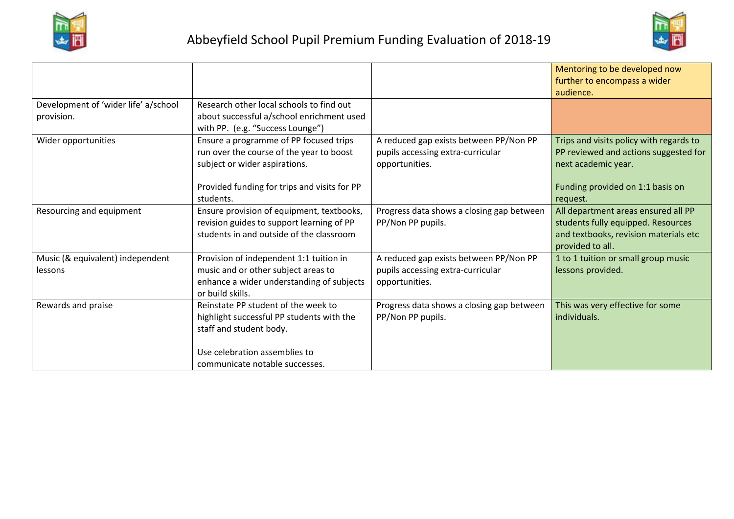# Abbeyfield School Pupil Premium Funding Evaluation of 2018-19

| | | | |
|---|---|---|---|
| | | | Mentoring to be developed now further to encompass a wider audience. |
| Development of 'wider life' a/school provision. | Research other local schools to find out about successful a/school enrichment used with PP. (e.g. "Success Lounge") | | |
| Wider opportunities | Ensure a programme of PP focused trips run over the course of the year to boost subject or wider aspirations.<br><br>Provided funding for trips and visits for PP students. | A reduced gap exists between PP/Non PP pupils accessing extra-curricular opportunities. | Trips and visits policy with regards to PP reviewed and actions suggested for next academic year.<br><br>Funding provided on 1:1 basis on request. |
| Resourcing and equipment | Ensure provision of equipment, textbooks, revision guides to support learning of PP students in and outside of the classroom | Progress data shows a closing gap between PP/Non PP pupils. | All department areas ensured all PP students fully equipped. Resources and textbooks, revision materials etc provided to all. |
| Music (& equivalent) independent lessons | Provision of independent 1:1 tuition in music and or other subject areas to enhance a wider understanding of subjects or build skills. | A reduced gap exists between PP/Non PP pupils accessing extra-curricular opportunities. | 1 to 1 tuition or small group music lessons provided. |
| Rewards and praise | Reinstate PP student of the week to highlight successful PP students with the staff and student body.<br><br>Use celebration assemblies to communicate notable successes. | Progress data shows a closing gap between PP/Non PP pupils. | This was very effective for some individuals. |